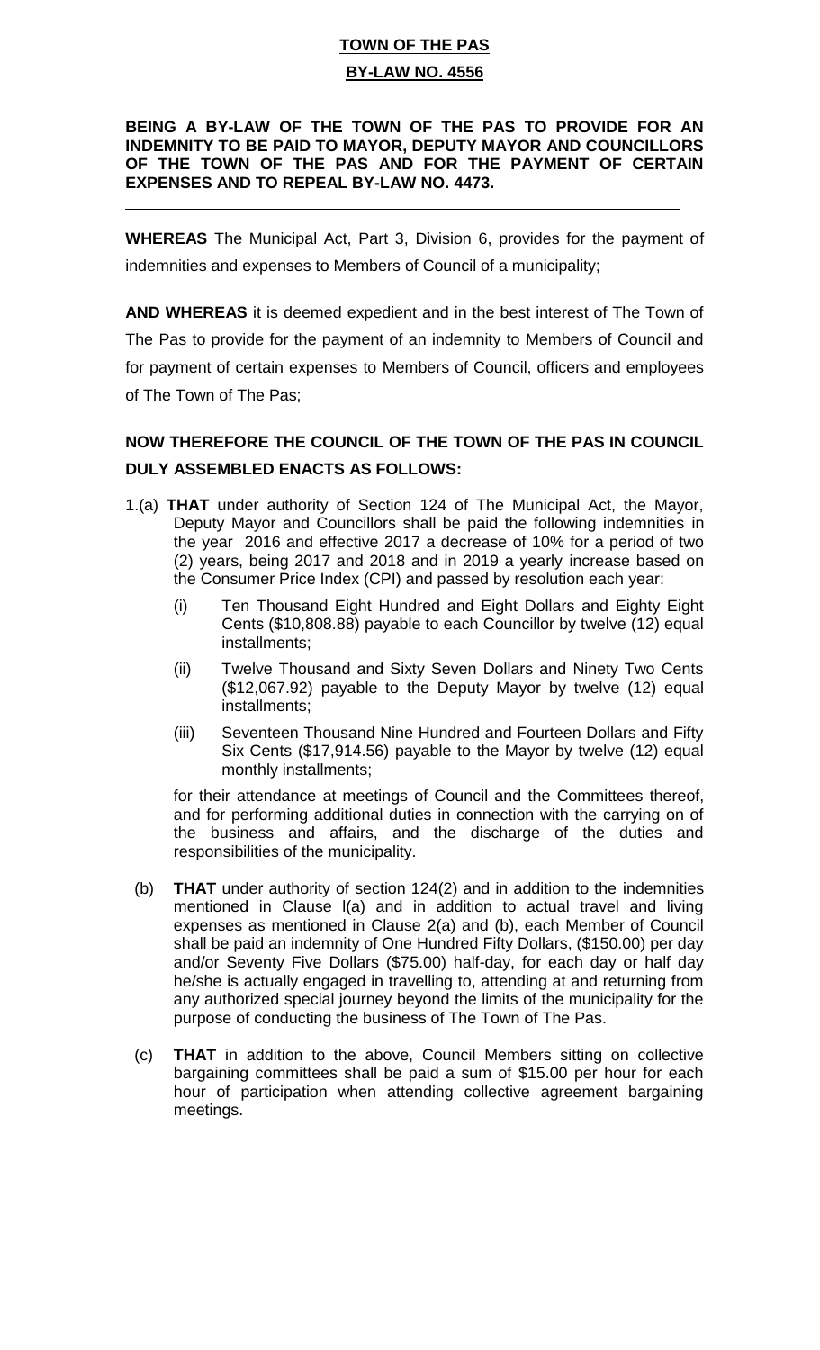# TOWN OF THE PAS

## BY-LAW NO. 4556

**BEING A BY-LAW OF THE TOWN OF THE PAS TO PROVIDE FOR AN INDEMNITY TO BE PAID TO MAYOR, DEPUTY MAYOR AND COUNCILLORS OF THE TOWN OF THE PAS AND FOR THE PAYMENT OF CERTAIN EXPENSES AND TO REPEAL BY-LAW NO. 4473.**

---

**WHEREAS** The Municipal Act, Part 3, Division 6, provides for the payment of indemnities and expenses to Members of Council of a municipality;

**AND WHEREAS** it is deemed expedient and in the best interest of The Town of The Pas to provide for the payment of an indemnity to Members of Council and for payment of certain expenses to Members of Council, officers and employees of The Town of The Pas;

**NOW THEREFORE THE COUNCIL OF THE TOWN OF THE PAS IN COUNCIL DULY ASSEMBLED ENACTS AS FOLLOWS:**

1.(a) **THAT** under authority of Section 124 of The Municipal Act, the Mayor, Deputy Mayor and Councillors shall be paid the following indemnities in the year 2016 and effective 2017 a decrease of 10% for a period of two (2) years, being 2017 and 2018 and in 2019 a yearly increase based on the Consumer Price Index (CPI) and passed by resolution each year:

   (i) Ten Thousand Eight Hundred and Eight Dollars and Eighty Eight Cents ($10,808.88) payable to each Councillor by twelve (12) equal installments;

   (ii) Twelve Thousand and Sixty Seven Dollars and Ninety Two Cents ($12,067.92) payable to the Deputy Mayor by twelve (12) equal installments;

   (iii) Seventeen Thousand Nine Hundred and Fourteen Dollars and Fifty Six Cents ($17,914.56) payable to the Mayor by twelve (12) equal monthly installments;

   for their attendance at meetings of Council and the Committees thereof, and for performing additional duties in connection with the carrying on of the business and affairs, and the discharge of the duties and responsibilities of the municipality.

(b) **THAT** under authority of section 124(2) and in addition to the indemnities mentioned in Clause l(a) and in addition to actual travel and living expenses as mentioned in Clause 2(a) and (b), each Member of Council shall be paid an indemnity of One Hundred Fifty Dollars, ($150.00) per day and/or Seventy Five Dollars ($75.00) half-day, for each day or half day he/she is actually engaged in travelling to, attending at and returning from any authorized special journey beyond the limits of the municipality for the purpose of conducting the business of The Town of The Pas.

(c) **THAT** in addition to the above, Council Members sitting on collective bargaining committees shall be paid a sum of $15.00 per hour for each hour of participation when attending collective agreement bargaining meetings.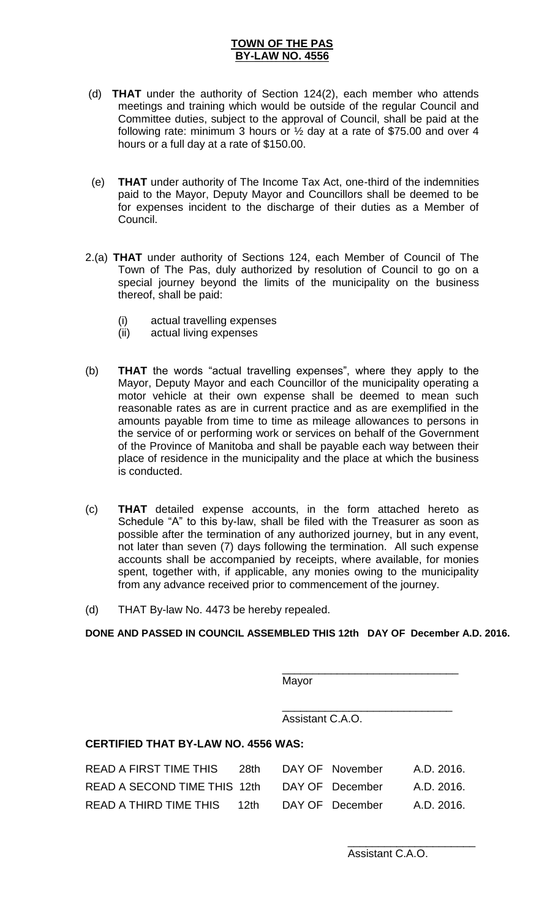**TOWN OF THE PAS**
**BY-LAW NO. 4556**

(d) **THAT** under the authority of Section 124(2), each member who attends meetings and training which would be outside of the regular Council and Committee duties, subject to the approval of Council, shall be paid at the following rate: minimum 3 hours or ½ day at a rate of $75.00 and over 4 hours or a full day at a rate of $150.00.

(e) **THAT** under authority of The Income Tax Act, one-third of the indemnities paid to the Mayor, Deputy Mayor and Councillors shall be deemed to be for expenses incident to the discharge of their duties as a Member of Council.

2.(a) **THAT** under authority of Sections 124, each Member of Council of The Town of The Pas, duly authorized by resolution of Council to go on a special journey beyond the limits of the municipality on the business thereof, shall be paid:

(i) actual travelling expenses
(ii) actual living expenses

(b) **THAT** the words "actual travelling expenses", where they apply to the Mayor, Deputy Mayor and each Councillor of the municipality operating a motor vehicle at their own expense shall be deemed to mean such reasonable rates as are in current practice and as are exemplified in the amounts payable from time to time as mileage allowances to persons in the service of or performing work or services on behalf of the Government of the Province of Manitoba and shall be payable each way between their place of residence in the municipality and the place at which the business is conducted.

(c) **THAT** detailed expense accounts, in the form attached hereto as Schedule "A" to this by-law, shall be filed with the Treasurer as soon as possible after the termination of any authorized journey, but in any event, not later than seven (7) days following the termination. All such expense accounts shall be accompanied by receipts, where available, for monies spent, together with, if applicable, any monies owing to the municipality from any advance received prior to commencement of the journey.

(d) THAT By-law No. 4473 be hereby repealed.

**DONE AND PASSED IN COUNCIL ASSEMBLED THIS 12th DAY OF December A.D. 2016.**

\_\_\_\_\_\_\_\_\_\_\_\_\_\_\_\_\_\_\_\_\_\_\_\_\_\_\_\_\_
Mayor

\_\_\_\_\_\_\_\_\_\_\_\_\_\_\_\_\_\_\_\_\_\_\_\_\_\_\_\_\_
Assistant C.A.O.

**CERTIFIED THAT BY-LAW NO. 4556 WAS:**

| | | | |
|---|---|---|---|
| READ A FIRST TIME THIS | 28th | DAY OF November | A.D. 2016. |
| READ A SECOND TIME THIS | 12th | DAY OF December | A.D. 2016. |
| READ A THIRD TIME THIS | 12th | DAY OF December | A.D. 2016. |

\_\_\_\_\_\_\_\_\_\_\_\_\_\_\_\_\_\_\_\_\_\_
Assistant C.A.O.